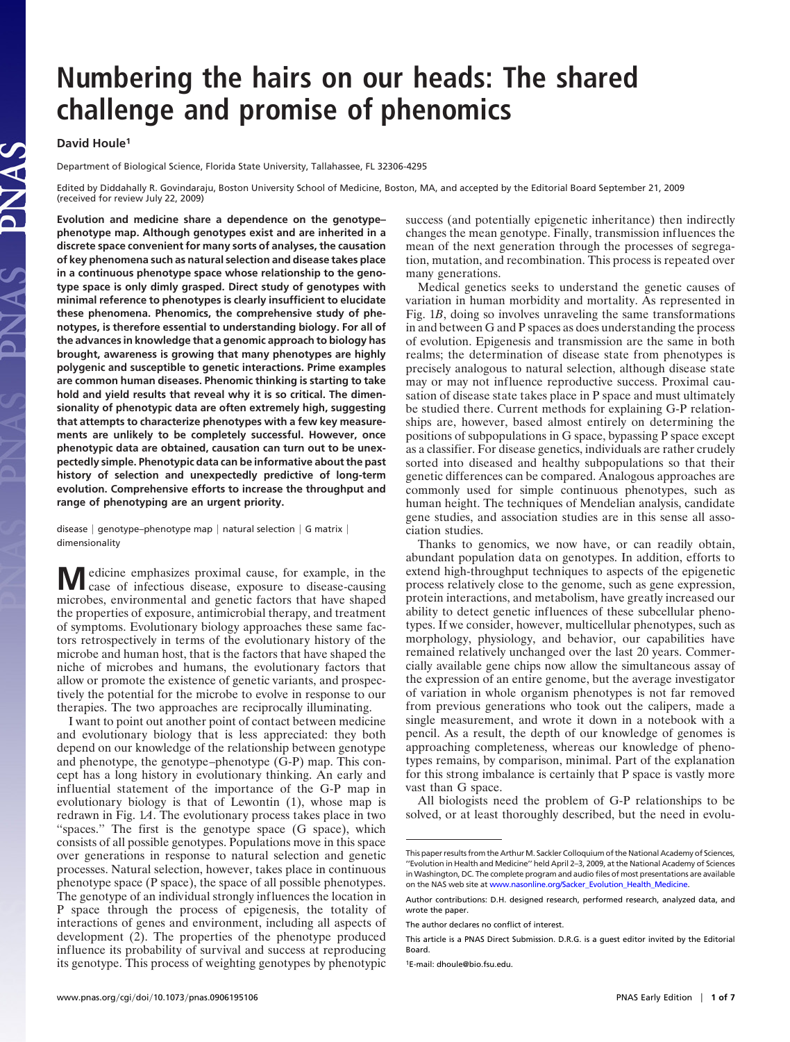# Numbering the hairs on our heads: The shared challenge and promise of phenomics

**David Houle**[1]

Department of Biological Science, Florida State University, Tallahassee, FL 32306-4295

Edited by Diddahally R. Govindaraju, Boston University School of Medicine, Boston, MA, and accepted by the Editorial Board September 21, 2009 (received for review July 22, 2009)

**Evolution and medicine share a dependence on the genotype–phenotype map. Although genotypes exist and are inherited in a discrete space convenient for many sorts of analyses, the causation of key phenomena such as natural selection and disease takes place in a continuous phenotype space whose relationship to the genotype space is only dimly grasped. Direct study of genotypes with minimal reference to phenotypes is clearly insufficient to elucidate these phenomena. Phenomics, the comprehensive study of phenotypes, is therefore essential to understanding biology. For all of the advances in knowledge that a genomic approach to biology has brought, awareness is growing that many phenotypes are highly polygenic and susceptible to genetic interactions. Prime examples are common human diseases. Phenomic thinking is starting to take hold and yield results that reveal why it is so critical. The dimensionality of phenotypic data are often extremely high, suggesting that attempts to characterize phenotypes with a few key measurements are unlikely to be completely successful. However, once phenotypic data are obtained, causation can turn out to be unexpectedly simple. Phenotypic data can be informative about the past history of selection and unexpectedly predictive of long-term evolution. Comprehensive efforts to increase the throughput and range of phenotyping are an urgent priority.**

disease | genotype–phenotype map | natural selection | G matrix | dimensionality

Medicine emphasizes proximal cause, for example, in the case of infectious disease, exposure to disease-causing microbes, environmental and genetic factors that have shaped the properties of exposure, antimicrobial therapy, and treatment of symptoms. Evolutionary biology approaches these same factors retrospectively in terms of the evolutionary history of the microbe and human host, that is the factors that have shaped the niche of microbes and humans, the evolutionary factors that allow or promote the existence of genetic variants, and prospectively the potential for the microbe to evolve in response to our therapies. The two approaches are reciprocally illuminating.

I want to point out another point of contact between medicine and evolutionary biology that is less appreciated: they both depend on our knowledge of the relationship between genotype and phenotype, the genotype–phenotype (G-P) map. This concept has a long history in evolutionary thinking. An early and influential statement of the importance of the G-P map in evolutionary biology is that of Lewontin (1), whose map is redrawn in Fig. 1*A*. The evolutionary process takes place in two "spaces." The first is the genotype space (G space), which consists of all possible genotypes. Populations move in this space over generations in response to natural selection and genetic processes. Natural selection, however, takes place in continuous phenotype space (P space), the space of all possible phenotypes. The genotype of an individual strongly influences the location in P space through the process of epigenesis, the totality of interactions of genes and environment, including all aspects of development (2). The properties of the phenotype produced influence its probability of survival and success at reproducing its genotype. This process of weighting genotypes by phenotypic success (and potentially epigenetic inheritance) then indirectly changes the mean genotype. Finally, transmission influences the mean of the next generation through the processes of segregation, mutation, and recombination. This process is repeated over many generations.

Medical genetics seeks to understand the genetic causes of variation in human morbidity and mortality. As represented in Fig. 1*B*, doing so involves unraveling the same transformations in and between G and P spaces as does understanding the process of evolution. Epigenesis and transmission are the same in both realms; the determination of disease state from phenotypes is precisely analogous to natural selection, although disease state may or may not influence reproductive success. Proximal causation of disease state takes place in P space and must ultimately be studied there. Current methods for explaining G-P relationships are, however, based almost entirely on determining the positions of subpopulations in G space, bypassing P space except as a classifier. For disease genetics, individuals are rather crudely sorted into diseased and healthy subpopulations so that their genetic differences can be compared. Analogous approaches are commonly used for simple continuous phenotypes, such as human height. The techniques of Mendelian analysis, candidate gene studies, and association studies are in this sense all association studies.

Thanks to genomics, we now have, or can readily obtain, abundant population data on genotypes. In addition, efforts to extend high-throughput techniques to aspects of the epigenetic process relatively close to the genome, such as gene expression, protein interactions, and metabolism, have greatly increased our ability to detect genetic influences of these subcellular phenotypes. If we consider, however, multicellular phenotypes, such as morphology, physiology, and behavior, our capabilities have remained relatively unchanged over the last 20 years. Commercially available gene chips now allow the simultaneous assay of the expression of an entire genome, but the average investigator of variation in whole organism phenotypes is not far removed from previous generations who took out the calipers, made a single measurement, and wrote it down in a notebook with a pencil. As a result, the depth of our knowledge of genomes is approaching completeness, whereas our knowledge of phenotypes remains, by comparison, minimal. Part of the explanation for this strong imbalance is certainly that P space is vastly more vast than G space.

All biologists need the problem of G-P relationships to be solved, or at least thoroughly described, but the need in evolu-

---

This paper results from the Arthur M. Sackler Colloquium of the National Academy of Sciences, "Evolution in Health and Medicine" held April 2–3, 2009, at the National Academy of Sciences in Washington, DC. The complete program and audio files of most presentations are available on the NAS web site at www.nasonline.org/Sacker_Evolution_Health_Medicine.

Author contributions: D.H. designed research, performed research, analyzed data, and wrote the paper.

The author declares no conflict of interest.

This article is a PNAS Direct Submission. D.R.G. is a guest editor invited by the Editorial Board.

[1]E-mail: dhoule@bio.fsu.edu.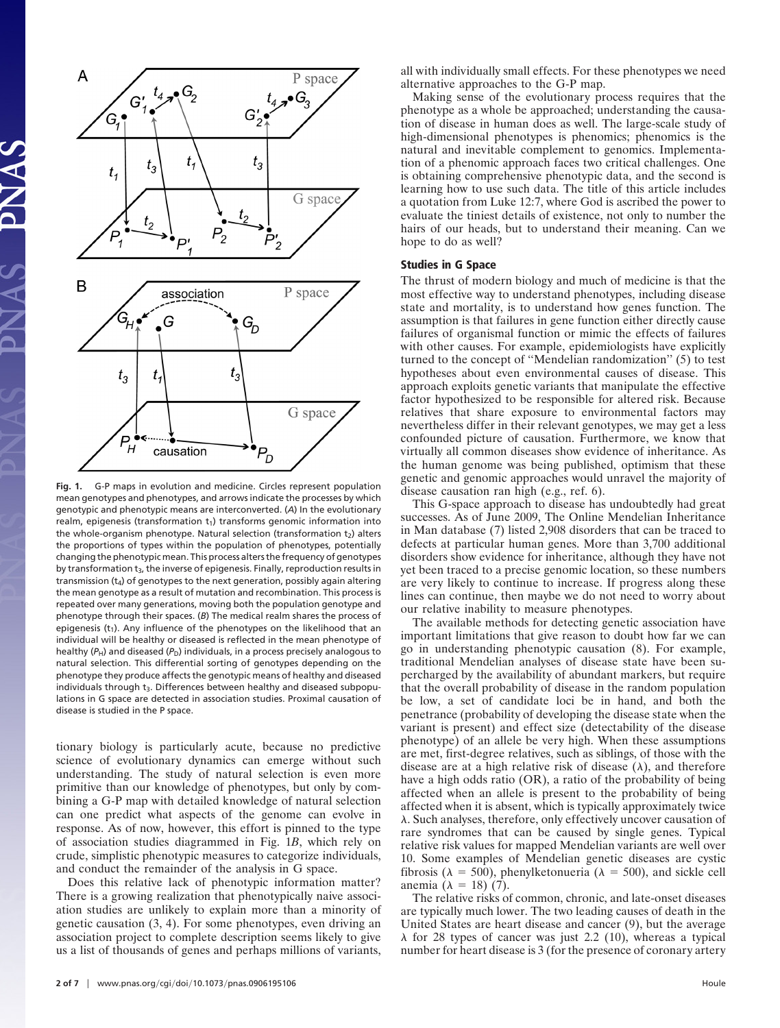A

P space

G space

$G_1$, $G'_1$, $G_2$, $G'_2$, $G_3$, $t_4$, $t_4$, $t_1$, $t_3$, $t_1$, $t_3$, $t_2$, $t_2$, $P_1$, $P'_1$, $P_2$, $P'_2$

B

association

P space

$G_H$, $G$, $G_D$

$t_3$, $t_1$, $t_3$

G space

$P_H$, causation, $P_D$

**Fig. 1.** G-P maps in evolution and medicine. Circles represent population mean genotypes and phenotypes, and arrows indicate the processes by which genotypic and phenotypic means are interconverted. (*A*) In the evolutionary realm, epigenesis (transformation $t_1$) transforms genomic information into the whole-organism phenotype. Natural selection (transformation $t_2$) alters the proportions of types within the population of phenotypes, potentially changing the phenotypic mean. This process alters the frequency of genotypes by transformation $t_3$, the inverse of epigenesis. Finally, reproduction results in transmission ($t_4$) of genotypes to the next generation, possibly again altering the mean genotype as a result of mutation and recombination. This process is repeated over many generations, moving both the population genotype and phenotype through their spaces. (*B*) The medical realm shares the process of epigenesis ($t_1$). Any influence of the phenotypes on the likelihood that an individual will be healthy or diseased is reflected in the mean phenotype of healthy ($P_H$) and diseased ($P_D$) individuals, in a process precisely analogous to natural selection. This differential sorting of genotypes depending on the phenotype they produce affects the genotypic means of healthy and diseased individuals through $t_3$. Differences between healthy and diseased subpopulations in G space are detected in association studies. Proximal causation of disease is studied in the P space.

tionary biology is particularly acute, because no predictive science of evolutionary dynamics can emerge without such understanding. The study of natural selection is even more primitive than our knowledge of phenotypes, but only by combining a G-P map with detailed knowledge of natural selection can one predict what aspects of the genome can evolve in response. As of now, however, this effort is pinned to the type of association studies diagrammed in Fig. 1*B*, which rely on crude, simplistic phenotypic measures to categorize individuals, and conduct the remainder of the analysis in G space.

Does this relative lack of phenotypic information matter? There is a growing realization that phenotypically naive association studies are unlikely to explain more than a minority of genetic causation (3, 4). For some phenotypes, even driving an association project to complete description seems likely to give us a list of thousands of genes and perhaps millions of variants, all with individually small effects. For these phenotypes we need alternative approaches to the G-P map.

Making sense of the evolutionary process requires that the phenotype as a whole be approached; understanding the causation of disease in human does as well. The large-scale study of high-dimensional phenotypes is phenomics; phenomics is the natural and inevitable complement to genomics. Implementation of a phenomic approach faces two critical challenges. One is obtaining comprehensive phenotypic data, and the second is learning how to use such data. The title of this article includes a quotation from Luke 12:7, where God is ascribed the power to evaluate the tiniest details of existence, not only to number the hairs of our heads, but to understand their meaning. Can we hope to do as well?

## Studies in G Space

The thrust of modern biology and much of medicine is that the most effective way to understand phenotypes, including disease state and mortality, is to understand how genes function. The assumption is that failures in gene function either directly cause failures of organismal function or mimic the effects of failures with other causes. For example, epidemiologists have explicitly turned to the concept of "Mendelian randomization" (5) to test hypotheses about even environmental causes of disease. This approach exploits genetic variants that manipulate the effective factor hypothesized to be responsible for altered risk. Because relatives that share exposure to environmental factors may nevertheless differ in their relevant genotypes, we may get a less confounded picture of causation. Furthermore, we know that virtually all common diseases show evidence of inheritance. As the human genome was being published, optimism that these genetic and genomic approaches would unravel the majority of disease causation ran high (e.g., ref. 6).

This G-space approach to disease has undoubtedly had great successes. As of June 2009, The Online Mendelian Inheritance in Man database (7) listed 2,908 disorders that can be traced to defects at particular human genes. More than 3,700 additional disorders show evidence for inheritance, although they have not yet been traced to a precise genomic location, so these numbers are very likely to continue to increase. If progress along these lines can continue, then maybe we do not need to worry about our relative inability to measure phenotypes.

The available methods for detecting genetic association have important limitations that give reason to doubt how far we can go in understanding phenotypic causation (8). For example, traditional Mendelian analyses of disease state have been supercharged by the availability of abundant markers, but require that the overall probability of disease in the random population be low, a set of candidate loci be in hand, and both the penetrance (probability of developing the disease state when the variant is present) and effect size (detectability of the disease phenotype) of an allele be very high. When these assumptions are met, first-degree relatives, such as siblings, of those with the disease are at a high relative risk of disease ($\lambda$), and therefore have a high odds ratio (OR), a ratio of the probability of being affected when an allele is present to the probability of being affected when it is absent, which is typically approximately twice $\lambda$. Such analyses, therefore, only effectively uncover causation of rare syndromes that can be caused by single genes. Typical relative risk values for mapped Mendelian variants are well over 10. Some examples of Mendelian genetic diseases are cystic fibrosis ($\lambda$ = 500), phenylketonueria ($\lambda$ = 500), and sickle cell anemia ($\lambda$ = 18) (7).

The relative risks of common, chronic, and late-onset diseases are typically much lower. The two leading causes of death in the United States are heart disease and cancer (9), but the average $\lambda$ for 28 types of cancer was just 2.2 (10), whereas a typical number for heart disease is 3 (for the presence of coronary artery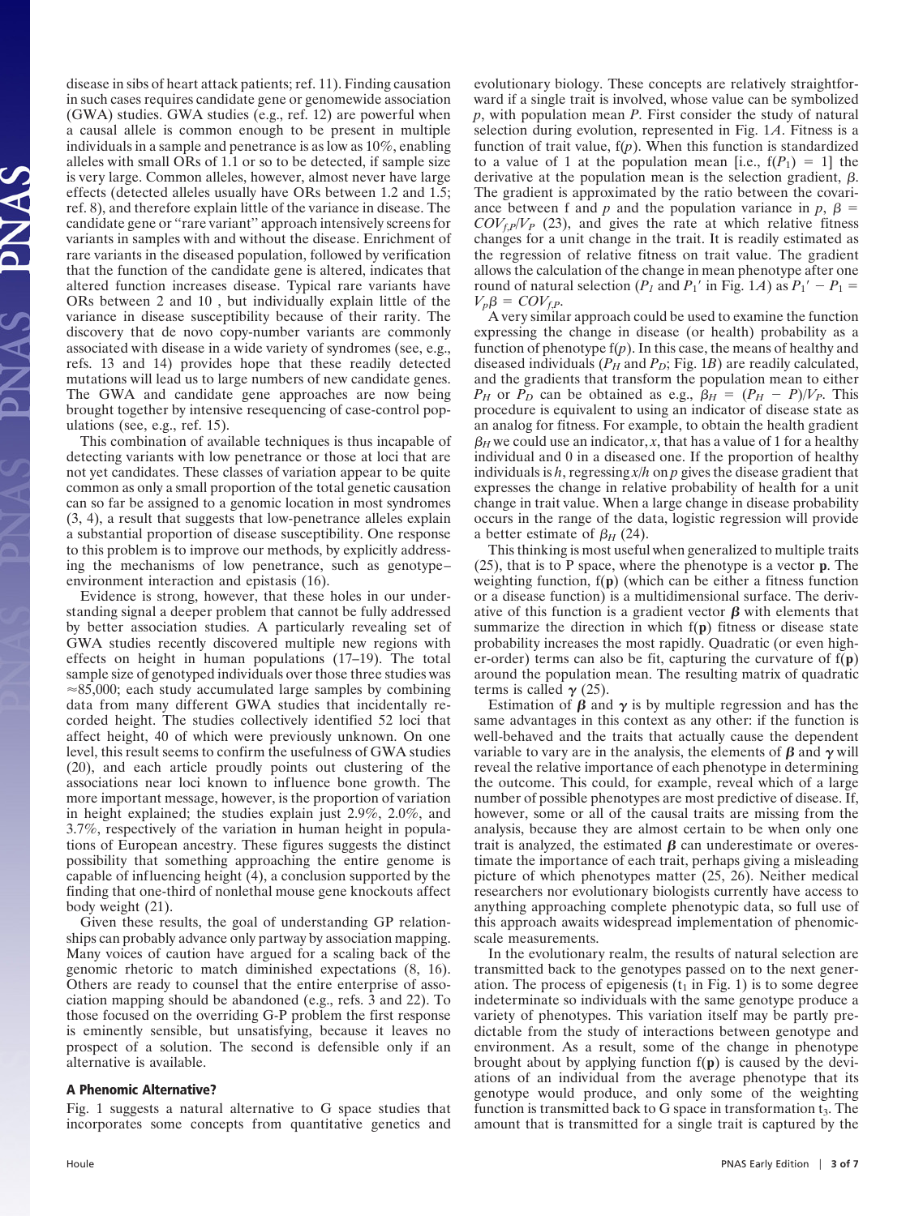disease in sibs of heart attack patients; ref. 11). Finding causation in such cases requires candidate gene or genomewide association (GWA) studies. GWA studies (e.g., ref. 12) are powerful when a causal allele is common enough to be present in multiple individuals in a sample and penetrance is as low as 10%, enabling alleles with small ORs of 1.1 or so to be detected, if sample size is very large. Common alleles, however, almost never have large effects (detected alleles usually have ORs between 1.2 and 1.5; ref. 8), and therefore explain little of the variance in disease. The candidate gene or "rare variant" approach intensively screens for variants in samples with and without the disease. Enrichment of rare variants in the diseased population, followed by verification that the function of the candidate gene is altered, indicates that altered function increases disease. Typical rare variants have ORs between 2 and 10 , but individually explain little of the variance in disease susceptibility because of their rarity. The discovery that de novo copy-number variants are commonly associated with disease in a wide variety of syndromes (see, e.g., refs. 13 and 14) provides hope that these readily detected mutations will lead us to large numbers of new candidate genes. The GWA and candidate gene approaches are now being brought together by intensive resequencing of case-control populations (see, e.g., ref. 15).

This combination of available techniques is thus incapable of detecting variants with low penetrance or those at loci that are not yet candidates. These classes of variation appear to be quite common as only a small proportion of the total genetic causation can so far be assigned to a genomic location in most syndromes (3, 4), a result that suggests that low-penetrance alleles explain a substantial proportion of disease susceptibility. One response to this problem is to improve our methods, by explicitly addressing the mechanisms of low penetrance, such as genotype–environment interaction and epistasis (16).

Evidence is strong, however, that these holes in our understanding signal a deeper problem that cannot be fully addressed by better association studies. A particularly revealing set of GWA studies recently discovered multiple new regions with effects on height in human populations (17–19). The total sample size of genotyped individuals over those three studies was ≈85,000; each study accumulated large samples by combining data from many different GWA studies that incidentally recorded height. The studies collectively identified 52 loci that affect height, 40 of which were previously unknown. On one level, this result seems to confirm the usefulness of GWA studies (20), and each article proudly points out clustering of the associations near loci known to influence bone growth. The more important message, however, is the proportion of variation in height explained; the studies explain just 2.9%, 2.0%, and 3.7%, respectively of the variation in human height in populations of European ancestry. These figures suggests the distinct possibility that something approaching the entire genome is capable of influencing height (4), a conclusion supported by the finding that one-third of nonlethal mouse gene knockouts affect body weight (21).

Given these results, the goal of understanding GP relationships can probably advance only partway by association mapping. Many voices of caution have argued for a scaling back of the genomic rhetoric to match diminished expectations (8, 16). Others are ready to counsel that the entire enterprise of association mapping should be abandoned (e.g., refs. 3 and 22). To those focused on the overriding G-P problem the first response is eminently sensible, but unsatisfying, because it leaves no prospect of a solution. The second is defensible only if an alternative is available.

## A Phenomic Alternative?

Fig. 1 suggests a natural alternative to G space studies that incorporates some concepts from quantitative genetics and evolutionary biology. These concepts are relatively straightforward if a single trait is involved, whose value can be symbolized $p$, with population mean $P$. First consider the study of natural selection during evolution, represented in Fig. 1*A*. Fitness is a function of trait value, $f(p)$. When this function is standardized to a value of 1 at the population mean [i.e., $f(P_1) = 1$] the derivative at the population mean is the selection gradient, $\beta$. The gradient is approximated by the ratio between the covariance between f and $p$ and the population variance in $p$, $\beta = COV_{f,P}/V_P$ (23), and gives the rate at which relative fitness changes for a unit change in the trait. It is readily estimated as the regression of relative fitness on trait value. The gradient allows the calculation of the change in mean phenotype after one round of natural selection ($P_1$ and $P_1'$ in Fig. 1*A*) as $P_1' - P_1 = V_P\beta = COV_{f,P}$.

A very similar approach could be used to examine the function expressing the change in disease (or health) probability as a function of phenotype $f(p)$. In this case, the means of healthy and diseased individuals ($P_H$ and $P_D$; Fig. 1*B*) are readily calculated, and the gradients that transform the population mean to either $P_H$ or $P_D$ can be obtained as e.g., $\beta_H = (P_H - P)/V_P$. This procedure is equivalent to using an indicator of disease state as an analog for fitness. For example, to obtain the health gradient $\beta_H$ we could use an indicator, $x$, that has a value of 1 for a healthy individual and 0 in a diseased one. If the proportion of healthy individuals is $h$, regressing $x/h$ on $p$ gives the disease gradient that expresses the change in relative probability of health for a unit change in trait value. When a large change in disease probability occurs in the range of the data, logistic regression will provide a better estimate of $\beta_H$ (24).

This thinking is most useful when generalized to multiple traits (25), that is to P space, where the phenotype is a vector $\mathbf{p}$. The weighting function, $f(\mathbf{p})$ (which can be either a fitness function or a disease function) is a multidimensional surface. The derivative of this function is a gradient vector $\boldsymbol{\beta}$ with elements that summarize the direction in which $f(\mathbf{p})$ fitness or disease state probability increases the most rapidly. Quadratic (or even higher-order) terms can also be fit, capturing the curvature of $f(\mathbf{p})$ around the population mean. The resulting matrix of quadratic terms is called $\boldsymbol{\gamma}$ (25).

Estimation of $\boldsymbol{\beta}$ and $\boldsymbol{\gamma}$ is by multiple regression and has the same advantages in this context as any other: if the function is well-behaved and the traits that actually cause the dependent variable to vary are in the analysis, the elements of $\boldsymbol{\beta}$ and $\boldsymbol{\gamma}$ will reveal the relative importance of each phenotype in determining the outcome. This could, for example, reveal which of a large number of possible phenotypes are most predictive of disease. If, however, some or all of the causal traits are missing from the analysis, because they are almost certain to be when only one trait is analyzed, the estimated $\boldsymbol{\beta}$ can underestimate or overestimate the importance of each trait, perhaps giving a misleading picture of which phenotypes matter (25, 26). Neither medical researchers nor evolutionary biologists currently have access to anything approaching complete phenotypic data, so full use of this approach awaits widespread implementation of phenomic-scale measurements.

In the evolutionary realm, the results of natural selection are transmitted back to the genotypes passed on to the next generation. The process of epigenesis ($t_1$ in Fig. 1) is to some degree indeterminate so individuals with the same genotype produce a variety of phenotypes. This variation itself may be partly predictable from the study of interactions between genotype and environment. As a result, some of the change in phenotype brought about by applying function $f(\mathbf{p})$ is caused by the deviations of an individual from the average phenotype that its genotype would produce, and only some of the weighting function is transmitted back to G space in transformation $t_3$. The amount that is transmitted for a single trait is captured by the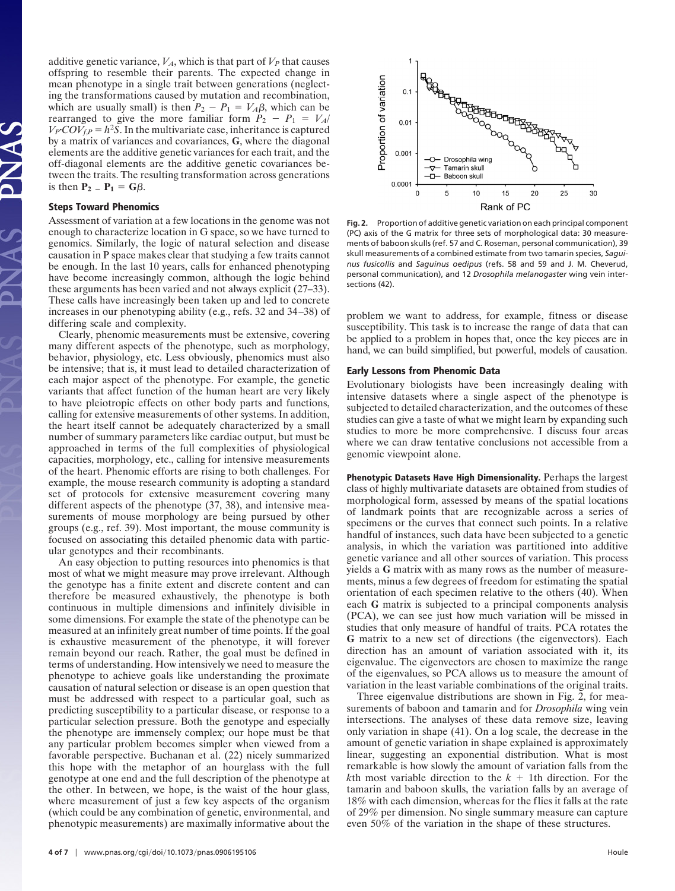additive genetic variance, $V_A$, which is that part of $V_P$ that causes offspring to resemble their parents. The expected change in mean phenotype in a single trait between generations (neglecting the transformations caused by mutation and recombination, which are usually small) is then $P_2 - P_1 = V_A\beta$, which can be rearranged to give the more familiar form $P_2 - P_1 = V_A/V_P \cdot COV_{f,P} = h^2S$. In the multivariate case, inheritance is captured by a matrix of variances and covariances, **G**, where the diagonal elements are the additive genetic variances for each trait, and the off-diagonal elements are the additive genetic covariances between the traits. The resulting transformation across generations is then $\mathbf{P_2} - \mathbf{P_1} = \mathbf{G}\beta$.

## Steps Toward Phenomics

Assessment of variation at a few locations in the genome was not enough to characterize location in G space, so we have turned to genomics. Similarly, the logic of natural selection and disease causation in P space makes clear that studying a few traits cannot be enough. In the last 10 years, calls for enhanced phenotyping have become increasingly common, although the logic behind these arguments has been varied and not always explicit (27–33). These calls have increasingly been taken up and led to concrete increases in our phenotyping ability (e.g., refs. 32 and 34–38) of differing scale and complexity.

Clearly, phenomic measurements must be extensive, covering many different aspects of the phenotype, such as morphology, behavior, physiology, etc. Less obviously, phenomics must also be intensive; that is, it must lead to detailed characterization of each major aspect of the phenotype. For example, the genetic variants that affect function of the human heart are very likely to have pleiotropic effects on other body parts and functions, calling for extensive measurements of other systems. In addition, the heart itself cannot be adequately characterized by a small number of summary parameters like cardiac output, but must be approached in terms of the full complexities of physiological capacities, morphology, etc., calling for intensive measurements of the heart. Phenomic efforts are rising to both challenges. For example, the mouse research community is adopting a standard set of protocols for extensive measurement covering many different aspects of the phenotype (37, 38), and intensive measurements of mouse morphology are being pursued by other groups (e.g., ref. 39). Most important, the mouse community is focused on associating this detailed phenomic data with particular genotypes and their recombinants.

An easy objection to putting resources into phenomics is that most of what we might measure may prove irrelevant. Although the genotype has a finite extent and discrete content and can therefore be measured exhaustively, the phenotype is both continuous in multiple dimensions and infinitely divisible in some dimensions. For example the state of the phenotype can be measured at an infinitely great number of time points. If the goal is exhaustive measurement of the phenotype, it will forever remain beyond our reach. Rather, the goal must be defined in terms of understanding. How intensively we need to measure the phenotype to achieve goals like understanding the proximate causation of natural selection or disease is an open question that must be addressed with respect to a particular goal, such as predicting susceptibility to a particular disease, or response to a particular selection pressure. Both the genotype and especially the phenotype are immensely complex; our hope must be that any particular problem becomes simpler when viewed from a favorable perspective. Buchanan et al. (22) nicely summarized this hope with the metaphor of an hourglass with the full genotype at one end and the full description of the phenotype at the other. In between, we hope, is the waist of the hour glass, where measurement of just a few key aspects of the organism (which could be any combination of genetic, environmental, and phenotypic measurements) are maximally informative about the problem we want to address, for example, fitness or disease susceptibility. This task is to increase the range of data that can be applied to a problem in hopes that, once the key pieces are in hand, we can build simplified, but powerful, models of causation.

**Fig. 2.** Proportion of additive genetic variation on each principal component (PC) axis of the G matrix for three sets of morphological data: 30 measurements of baboon skulls (ref. 57 and C. Roseman, personal communication), 39 skull measurements of a combined estimate from two tamarin species, *Saguinus fusicollis* and *Saguinus oedipus* (refs. 58 and 59 and J. M. Cheverud, personal communication), and 12 *Drosophila melanogaster* wing vein intersections (42).

## Early Lessons from Phenomic Data

Evolutionary biologists have been increasingly dealing with intensive datasets where a single aspect of the phenotype is subjected to detailed characterization, and the outcomes of these studies can give a taste of what we might learn by expanding such studies to more be more comprehensive. I discuss four areas where we can draw tentative conclusions not accessible from a genomic viewpoint alone.

**Phenotypic Datasets Have High Dimensionality.** Perhaps the largest class of highly multivariate datasets are obtained from studies of morphological form, assessed by means of the spatial locations of landmark points that are recognizable across a series of specimens or the curves that connect such points. In a relative handful of instances, such data have been subjected to a genetic analysis, in which the variation was partitioned into additive genetic variance and all other sources of variation. This process yields a **G** matrix with as many rows as the number of measurements, minus a few degrees of freedom for estimating the spatial orientation of each specimen relative to the others (40). When each **G** matrix is subjected to a principal components analysis (PCA), we can see just how much variation will be missed in studies that only measure of handful of traits. PCA rotates the **G** matrix to a new set of directions (the eigenvectors). Each direction has an amount of variation associated with it, its eigenvalue. The eigenvectors are chosen to maximize the range of the eigenvalues, so PCA allows us to measure the amount of variation in the least variable combinations of the original traits.

Three eigenvalue distributions are shown in Fig. 2, for measurements of baboon and tamarin and for *Drosophila* wing vein intersections. The analyses of these data remove size, leaving only variation in shape (41). On a log scale, the decrease in the amount of genetic variation in shape explained is approximately linear, suggesting an exponential distribution. What is most remarkable is how slowly the amount of variation falls from the $k$th most variable direction to the $k + 1$th direction. For the tamarin and baboon skulls, the variation falls by an average of 18% with each dimension, whereas for the flies it falls at the rate of 29% per dimension. No single summary measure can capture even 50% of the variation in the shape of these structures.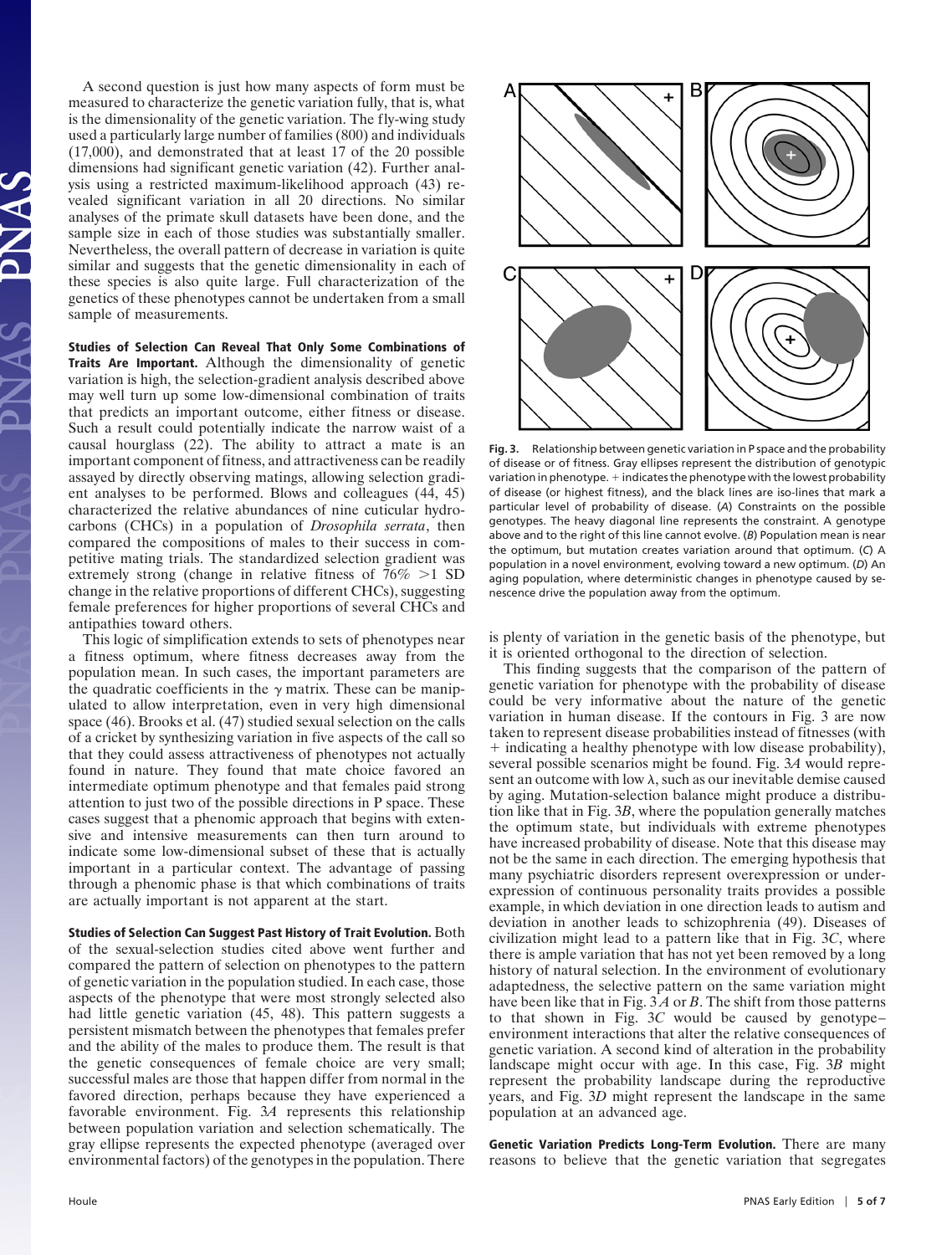A second question is just how many aspects of form must be measured to characterize the genetic variation fully, that is, what is the dimensionality of the genetic variation. The fly-wing study used a particularly large number of families (800) and individuals (17,000), and demonstrated that at least 17 of the 20 possible dimensions had significant genetic variation (42). Further analysis using a restricted maximum-likelihood approach (43) revealed significant variation in all 20 directions. No similar analyses of the primate skull datasets have been done, and the sample size in each of those studies was substantially smaller. Nevertheless, the overall pattern of decrease in variation is quite similar and suggests that the genetic dimensionality in each of these species is also quite large. Full characterization of the genetics of these phenotypes cannot be undertaken from a small sample of measurements.

**Studies of Selection Can Reveal That Only Some Combinations of Traits Are Important.** Although the dimensionality of genetic variation is high, the selection-gradient analysis described above may well turn up some low-dimensional combination of traits that predicts an important outcome, either fitness or disease. Such a result could potentially indicate the narrow waist of a causal hourglass (22). The ability to attract a mate is an important component of fitness, and attractiveness can be readily assayed by directly observing matings, allowing selection gradient analyses to be performed. Blows and colleagues (44, 45) characterized the relative abundances of nine cuticular hydrocarbons (CHCs) in a population of *Drosophila serrata*, then compared the compositions of males to their success in competitive mating trials. The standardized selection gradient was extremely strong (change in relative fitness of 76% >1 SD change in the relative proportions of different CHCs), suggesting female preferences for higher proportions of several CHCs and antipathies toward others.

This logic of simplification extends to sets of phenotypes near a fitness optimum, where fitness decreases away from the population mean. In such cases, the important parameters are the quadratic coefficients in the $\gamma$ matrix. These can be manipulated to allow interpretation, even in very high dimensional space (46). Brooks et al. (47) studied sexual selection on the calls of a cricket by synthesizing variation in five aspects of the call so that they could assess attractiveness of phenotypes not actually found in nature. They found that mate choice favored an intermediate optimum phenotype and that females paid strong attention to just two of the possible directions in P space. These cases suggest that a phenomic approach that begins with extensive and intensive measurements can then turn around to indicate some low-dimensional subset of these that is actually important in a particular context. The advantage of passing through a phenomic phase is that which combinations of traits are actually important is not apparent at the start.

**Studies of Selection Can Suggest Past History of Trait Evolution.** Both of the sexual-selection studies cited above went further and compared the pattern of selection on phenotypes to the pattern of genetic variation in the population studied. In each case, those aspects of the phenotype that were most strongly selected also had little genetic variation (45, 48). This pattern suggests a persistent mismatch between the phenotypes that females prefer and the ability of the males to produce them. The result is that the genetic consequences of female choice are very small; successful males are those that happen differ from normal in the favored direction, perhaps because they have experienced a favorable environment. Fig. 3*A* represents this relationship between population variation and selection schematically. The gray ellipse represents the expected phenotype (averaged over environmental factors) of the genotypes in the population. There is plenty of variation in the genetic basis of the phenotype, but it is oriented orthogonal to the direction of selection.

**Fig. 3.** Relationship between genetic variation in P space and the probability of disease or of fitness. Gray ellipses represent the distribution of genotypic variation in phenotype. + indicates the phenotype with the lowest probability of disease (or highest fitness), and the black lines are iso-lines that mark a particular level of probability of disease. (*A*) Constraints on the possible genotypes. The heavy diagonal line represents the constraint. A genotype above and to the right of this line cannot evolve. (*B*) Population mean is near the optimum, but mutation creates variation around that optimum. (*C*) A population in a novel environment, evolving toward a new optimum. (*D*) An aging population, where deterministic changes in phenotype caused by senescence drive the population away from the optimum.

This finding suggests that the comparison of the pattern of genetic variation for phenotype with the probability of disease could be very informative about the nature of the genetic variation in human disease. If the contours in Fig. 3 are now taken to represent disease probabilities instead of fitnesses (with + indicating a healthy phenotype with low disease probability), several possible scenarios might be found. Fig. 3*A* would represent an outcome with low $\lambda$, such as our inevitable demise caused by aging. Mutation-selection balance might produce a distribution like that in Fig. 3*B*, where the population generally matches the optimum state, but individuals with extreme phenotypes have increased probability of disease. Note that this disease may not be the same in each direction. The emerging hypothesis that many psychiatric disorders represent overexpression or underexpression of continuous personality traits provides a possible example, in which deviation in one direction leads to autism and deviation in another leads to schizophrenia (49). Diseases of civilization might lead to a pattern like that in Fig. 3*C*, where there is ample variation that has not yet been removed by a long history of natural selection. In the environment of evolutionary adaptedness, the selective pattern on the same variation might have been like that in Fig. 3*A* or *B*. The shift from those patterns to that shown in Fig. 3*C* would be caused by genotype–environment interactions that alter the relative consequences of genetic variation. A second kind of alteration in the probability landscape might occur with age. In this case, Fig. 3*B* might represent the probability landscape during the reproductive years, and Fig. 3*D* might represent the landscape in the same population at an advanced age.

**Genetic Variation Predicts Long-Term Evolution.** There are many reasons to believe that the genetic variation that segregates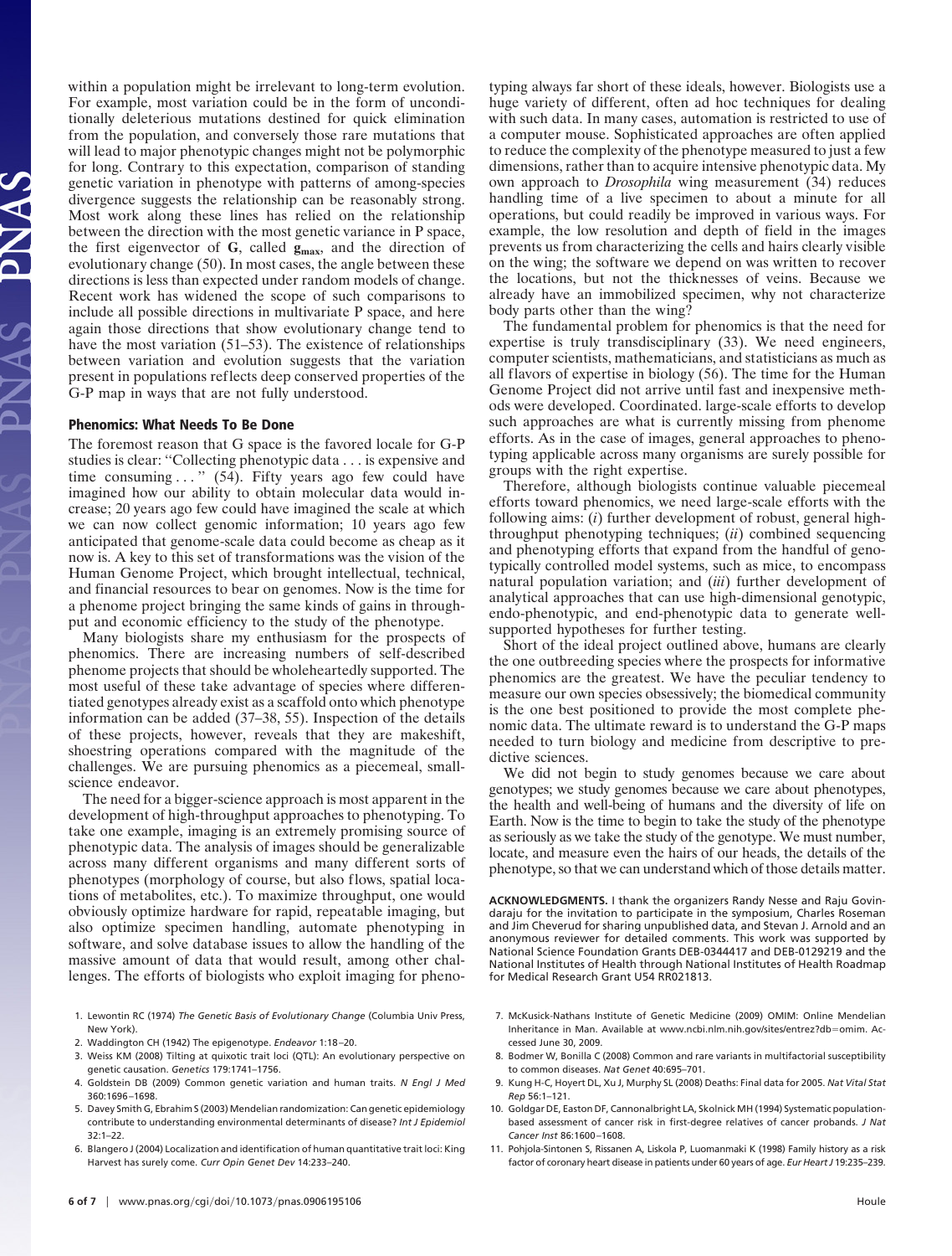within a population might be irrelevant to long-term evolution. For example, most variation could be in the form of unconditionally deleterious mutations destined for quick elimination from the population, and conversely those rare mutations that will lead to major phenotypic changes might not be polymorphic for long. Contrary to this expectation, comparison of standing genetic variation in phenotype with patterns of among-species divergence suggests the relationship can be reasonably strong. Most work along these lines has relied on the relationship between the direction with the most genetic variance in P space, the first eigenvector of **G**, called $\mathbf{g}_{\mathbf{max}}$, and the direction of evolutionary change (50). In most cases, the angle between these directions is less than expected under random models of change. Recent work has widened the scope of such comparisons to include all possible directions in multivariate P space, and here again those directions that show evolutionary change tend to have the most variation (51–53). The existence of relationships between variation and evolution suggests that the variation present in populations reflects deep conserved properties of the G-P map in ways that are not fully understood.

## Phenomics: What Needs To Be Done

The foremost reason that G space is the favored locale for G-P studies is clear: "Collecting phenotypic data . . . is expensive and time consuming . . . " (54). Fifty years ago few could have imagined how our ability to obtain molecular data would increase; 20 years ago few could have imagined the scale at which we can now collect genomic information; 10 years ago few anticipated that genome-scale data could become as cheap as it now is. A key to this set of transformations was the vision of the Human Genome Project, which brought intellectual, technical, and financial resources to bear on genomes. Now is the time for a phenome project bringing the same kinds of gains in throughput and economic efficiency to the study of the phenotype.

Many biologists share my enthusiasm for the prospects of phenomics. There are increasing numbers of self-described phenome projects that should be wholeheartedly supported. The most useful of these take advantage of species where differentiated genotypes already exist as a scaffold onto which phenotype information can be added (37–38, 55). Inspection of the details of these projects, however, reveals that they are makeshift, shoestring operations compared with the magnitude of the challenges. We are pursuing phenomics as a piecemeal, small-science endeavor.

The need for a bigger-science approach is most apparent in the development of high-throughput approaches to phenotyping. To take one example, imaging is an extremely promising source of phenotypic data. The analysis of images should be generalizable across many different organisms and many different sorts of phenotypes (morphology of course, but also flows, spatial locations of metabolites, etc.). To maximize throughput, one would obviously optimize hardware for rapid, repeatable imaging, but also optimize specimen handling, automate phenotyping in software, and solve database issues to allow the handling of the massive amount of data that would result, among other challenges. The efforts of biologists who exploit imaging for phenotyping always fall far short of these ideals, however. Biologists use a huge variety of different, often ad hoc techniques for dealing with such data. In many cases, automation is restricted to use of a computer mouse. Sophisticated approaches are often applied to reduce the complexity of the phenotype measured to just a few dimensions, rather than to acquire intensive phenotypic data. My own approach to *Drosophila* wing measurement (34) reduces handling time of a live specimen to about a minute for all operations, but could readily be improved in various ways. For example, the low resolution and depth of field in the images prevents us from characterizing the cells and hairs clearly visible on the wing; the software we depend on was written to recover the locations, but not the thicknesses of veins. Because we already have an immobilized specimen, why not characterize body parts other than the wing?

The fundamental problem for phenomics is that the need for expertise is truly transdisciplinary (33). We need engineers, computer scientists, mathematicians, and statisticians as much as all flavors of expertise in biology (56). The time for the Human Genome Project did not arrive until fast and inexpensive methods were developed. Coordinated. large-scale efforts to develop such approaches are what is currently missing from phenome efforts. As in the case of images, general approaches to phenotyping applicable across many organisms are surely possible for groups with the right expertise.

Therefore, although biologists continue valuable piecemeal efforts toward phenomics, we need large-scale efforts with the following aims: (*i*) further development of robust, general high-throughput phenotyping techniques; (*ii*) combined sequencing and phenotyping efforts that expand from the handful of genotypically controlled model systems, such as mice, to encompass natural population variation; and (*iii*) further development of analytical approaches that can use high-dimensional genotypic, endo-phenotypic, and end-phenotypic data to generate well-supported hypotheses for further testing.

Short of the ideal project outlined above, humans are clearly the one outbreeding species where the prospects for informative phenomics are the greatest. We have the peculiar tendency to measure our own species obsessively; the biomedical community is the one best positioned to provide the most complete phenomic data. The ultimate reward is to understand the G-P maps needed to turn biology and medicine from descriptive to predictive sciences.

We did not begin to study genomes because we care about genotypes; we study genomes because we care about phenotypes, the health and well-being of humans and the diversity of life on Earth. Now is the time to begin to take the study of the phenotype as seriously as we take the study of the genotype. We must number, locate, and measure even the hairs of our heads, the details of the phenotype, so that we can understand which of those details matter.

**ACKNOWLEDGMENTS.** I thank the organizers Randy Nesse and Raju Govindaraju for the invitation to participate in the symposium, Charles Roseman and Jim Cheverud for sharing unpublished data, and Stevan J. Arnold and an anonymous reviewer for detailed comments. This work was supported by National Science Foundation Grants DEB-0344417 and DEB-0129219 and the National Institutes of Health through National Institutes of Health Roadmap for Medical Research Grant U54 RR021813.

1. Lewontin RC (1974) *The Genetic Basis of Evolutionary Change* (Columbia Univ Press, New York).
2. Waddington CH (1942) The epigenotype. *Endeavor* 1:18–20.
3. Weiss KM (2008) Tilting at quixotic trait loci (QTL): An evolutionary perspective on genetic causation. *Genetics* 179:1741–1756.
4. Goldstein DB (2009) Common genetic variation and human traits. *N Engl J Med* 360:1696–1698.
5. Davey Smith G, Ebrahim S (2003) Mendelian randomization: Can genetic epidemiology contribute to understanding environmental determinants of disease? *Int J Epidemiol* 32:1–22.
6. Blangero J (2004) Localization and identification of human quantitative trait loci: King Harvest has surely come. *Curr Opin Genet Dev* 14:233–240.
7. McKusick-Nathans Institute of Genetic Medicine (2009) OMIM: Online Mendelian Inheritance in Man. Available at www.ncbi.nlm.nih.gov/sites/entrez?db=omim. Accessed June 30, 2009.
8. Bodmer W, Bonilla C (2008) Common and rare variants in multifactorial susceptibility to common diseases. *Nat Genet* 40:695–701.
9. Kung H-C, Hoyert DL, Xu J, Murphy SL (2008) Deaths: Final data for 2005. *Nat Vital Stat Rep* 56:1–121.
10. Goldgar DE, Easton DF, Cannonalbright LA, Skolnick MH (1994) Systematic population-based assessment of cancer risk in first-degree relatives of cancer probands. *J Nat Cancer Inst* 86:1600–1608.
11. Pohjola-Sintonen S, Rissanen A, Liskola P, Luomanmaki K (1998) Family history as a risk factor of coronary heart disease in patients under 60 years of age. *Eur Heart J* 19:235–239.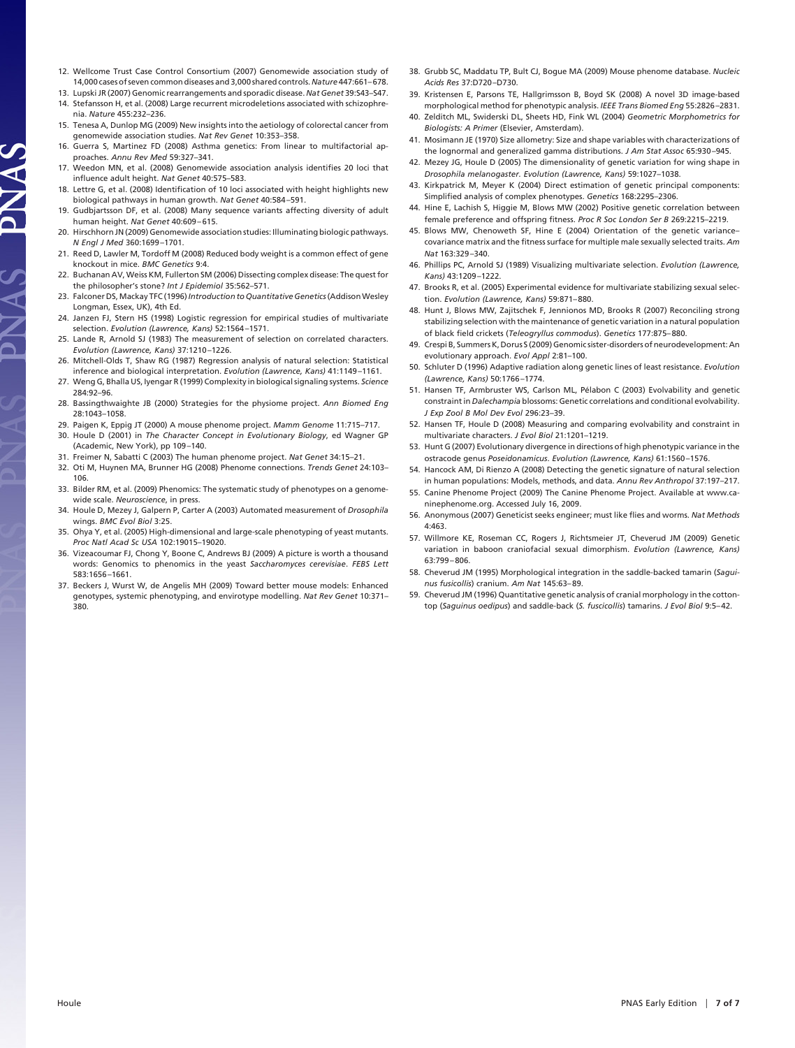12. Wellcome Trust Case Control Consortium (2007) Genomewide association study of 14,000 cases of seven common diseases and 3,000 shared controls. *Nature* 447:661–678.
13. Lupski JR (2007) Genomic rearrangements and sporadic disease. *Nat Genet* 39:S43–S47.
14. Stefansson H, et al. (2008) Large recurrent microdeletions associated with schizophrenia. *Nature* 455:232–236.
15. Tenesa A, Dunlop MG (2009) New insights into the aetiology of colorectal cancer from genomewide association studies. *Nat Rev Genet* 10:353–358.
16. Guerra S, Martinez FD (2008) Asthma genetics: From linear to multifactorial approaches. *Annu Rev Med* 59:327–341.
17. Weedon MN, et al. (2008) Genomewide association analysis identifies 20 loci that influence adult height. *Nat Genet* 40:575–583.
18. Lettre G, et al. (2008) Identification of 10 loci associated with height highlights new biological pathways in human growth. *Nat Genet* 40:584–591.
19. Gudbjartsson DF, et al. (2008) Many sequence variants affecting diversity of adult human height. *Nat Genet* 40:609–615.
20. Hirschhorn JN (2009) Genomewide association studies: Illuminating biologic pathways. *N Engl J Med* 360:1699–1701.
21. Reed D, Lawler M, Tordoff M (2008) Reduced body weight is a common effect of gene knockout in mice. *BMC Genetics* 9:4.
22. Buchanan AV, Weiss KM, Fullerton SM (2006) Dissecting complex disease: The quest for the philosopher's stone? *Int J Epidemiol* 35:562–571.
23. Falconer DS, Mackay TFC (1996) *Introduction to Quantitative Genetics* (Addison Wesley Longman, Essex, UK), 4th Ed.
24. Janzen FJ, Stern HS (1998) Logistic regression for empirical studies of multivariate selection. *Evolution (Lawrence, Kans)* 52:1564–1571.
25. Lande R, Arnold SJ (1983) The measurement of selection on correlated characters. *Evolution (Lawrence, Kans)* 37:1210–1226.
26. Mitchell-Olds T, Shaw RG (1987) Regression analysis of natural selection: Statistical inference and biological interpretation. *Evolution (Lawrence, Kans)* 41:1149–1161.
27. Weng G, Bhalla US, Iyengar R (1999) Complexity in biological signaling systems. *Science* 284:92–96.
28. Bassingthwaighte JB (2000) Strategies for the physiome project. *Ann Biomed Eng* 28:1043–1058.
29. Paigen K, Eppig JT (2000) A mouse phenome project. *Mamm Genome* 11:715–717.
30. Houle D (2001) in *The Character Concept in Evolutionary Biology*, ed Wagner GP (Academic, New York), pp 109–140.
31. Freimer N, Sabatti C (2003) The human phenome project. *Nat Genet* 34:15–21.
32. Oti M, Huynen MA, Brunner HG (2008) Phenome connections. *Trends Genet* 24:103–106.
33. Bilder RM, et al. (2009) Phenomics: The systematic study of phenotypes on a genome-wide scale. *Neuroscience*, in press.
34. Houle D, Mezey J, Galpern P, Carter A (2003) Automated measurement of *Drosophila* wings. *BMC Evol Biol* 3:25.
35. Ohya Y, et al. (2005) High-dimensional and large-scale phenotyping of yeast mutants. *Proc Natl Acad Sc USA* 102:19015–19020.
36. Vizeacoumar FJ, Chong Y, Boone C, Andrews BJ (2009) A picture is worth a thousand words: Genomics to phenomics in the yeast *Saccharomyces cerevisiae*. *FEBS Lett* 583:1656–1661.
37. Beckers J, Wurst W, de Angelis MH (2009) Toward better mouse models: Enhanced genotypes, systemic phenotyping, and envirotype modelling. *Nat Rev Genet* 10:371–380.
38. Grubb SC, Maddatu TP, Bult CJ, Bogue MA (2009) Mouse phenome database. *Nucleic Acids Res* 37:D720–D730.
39. Kristensen E, Parsons TE, Hallgrimsson B, Boyd SK (2008) A novel 3D image-based morphological method for phenotypic analysis. *IEEE Trans Biomed Eng* 55:2826–2831.
40. Zelditch ML, Swiderski DL, Sheets HD, Fink WL (2004) *Geometric Morphometrics for Biologists: A Primer* (Elsevier, Amsterdam).
41. Mosimann JE (1970) Size allometry: Size and shape variables with characterizations of the lognormal and generalized gamma distributions. *J Am Stat Assoc* 65:930–945.
42. Mezey JG, Houle D (2005) The dimensionality of genetic variation for wing shape in *Drosophila melanogaster*. *Evolution (Lawrence, Kans)* 59:1027–1038.
43. Kirkpatrick M, Meyer K (2004) Direct estimation of genetic principal components: Simplified analysis of complex phenotypes. *Genetics* 168:2295–2306.
44. Hine E, Lachish S, Higgie M, Blows MW (2002) Positive genetic correlation between female preference and offspring fitness. *Proc R Soc London Ser B* 269:2215–2219.
45. Blows MW, Chenoweth SF, Hine E (2004) Orientation of the genetic variance–covariance matrix and the fitness surface for multiple male sexually selected traits. *Am Nat* 163:329–340.
46. Phillips PC, Arnold SJ (1989) Visualizing multivariate selection. *Evolution (Lawrence, Kans)* 43:1209–1222.
47. Brooks R, et al. (2005) Experimental evidence for multivariate stabilizing sexual selection. *Evolution (Lawrence, Kans)* 59:871–880.
48. Hunt J, Blows MW, Zajitschek F, Jennionos MD, Brooks R (2007) Reconciling strong stabilizing selection with the maintenance of genetic variation in a natural population of black field crickets (*Teleogryllus commodus*). *Genetics* 177:875–880.
49. Crespi B, Summers K, Dorus S (2009) Genomic sister-disorders of neurodevelopment: An evolutionary approach. *Evol Appl* 2:81–100.
50. Schluter D (1996) Adaptive radiation along genetic lines of least resistance. *Evolution (Lawrence, Kans)* 50:1766–1774.
51. Hansen TF, Armbruster WS, Carlson ML, Pélabon C (2003) Evolvability and genetic constraint in *Dalechampia* blossoms: Genetic correlations and conditional evolvability. *J Exp Zool B Mol Dev Evol* 296:23–39.
52. Hansen TF, Houle D (2008) Measuring and comparing evolvability and constraint in multivariate characters. *J Evol Biol* 21:1201–1219.
53. Hunt G (2007) Evolutionary divergence in directions of high phenotypic variance in the ostracode genus *Poseidonamicus*. *Evolution (Lawrence, Kans)* 61:1560–1576.
54. Hancock AM, Di Rienzo A (2008) Detecting the genetic signature of natural selection in human populations: Models, methods, and data. *Annu Rev Anthropol* 37:197–217.
55. Canine Phenome Project (2009) The Canine Phenome Project. Available at www.caninephenome.org. Accessed July 16, 2009.
56. Anonymous (2007) Geneticist seeks engineer; must like flies and worms. *Nat Methods* 4:463.
57. Willmore KE, Roseman CC, Rogers J, Richtsmeier JT, Cheverud JM (2009) Genetic variation in baboon craniofacial sexual dimorphism. *Evolution (Lawrence, Kans)* 63:799–806.
58. Cheverud JM (1995) Morphological integration in the saddle-backed tamarin (*Saguinus fusicollis*) cranium. *Am Nat* 145:63–89.
59. Cheverud JM (1996) Quantitative genetic analysis of cranial morphology in the cotton-top (*Saguinus oedipus*) and saddle-back (*S. fuscicollis*) tamarins. *J Evol Biol* 9:5–42.